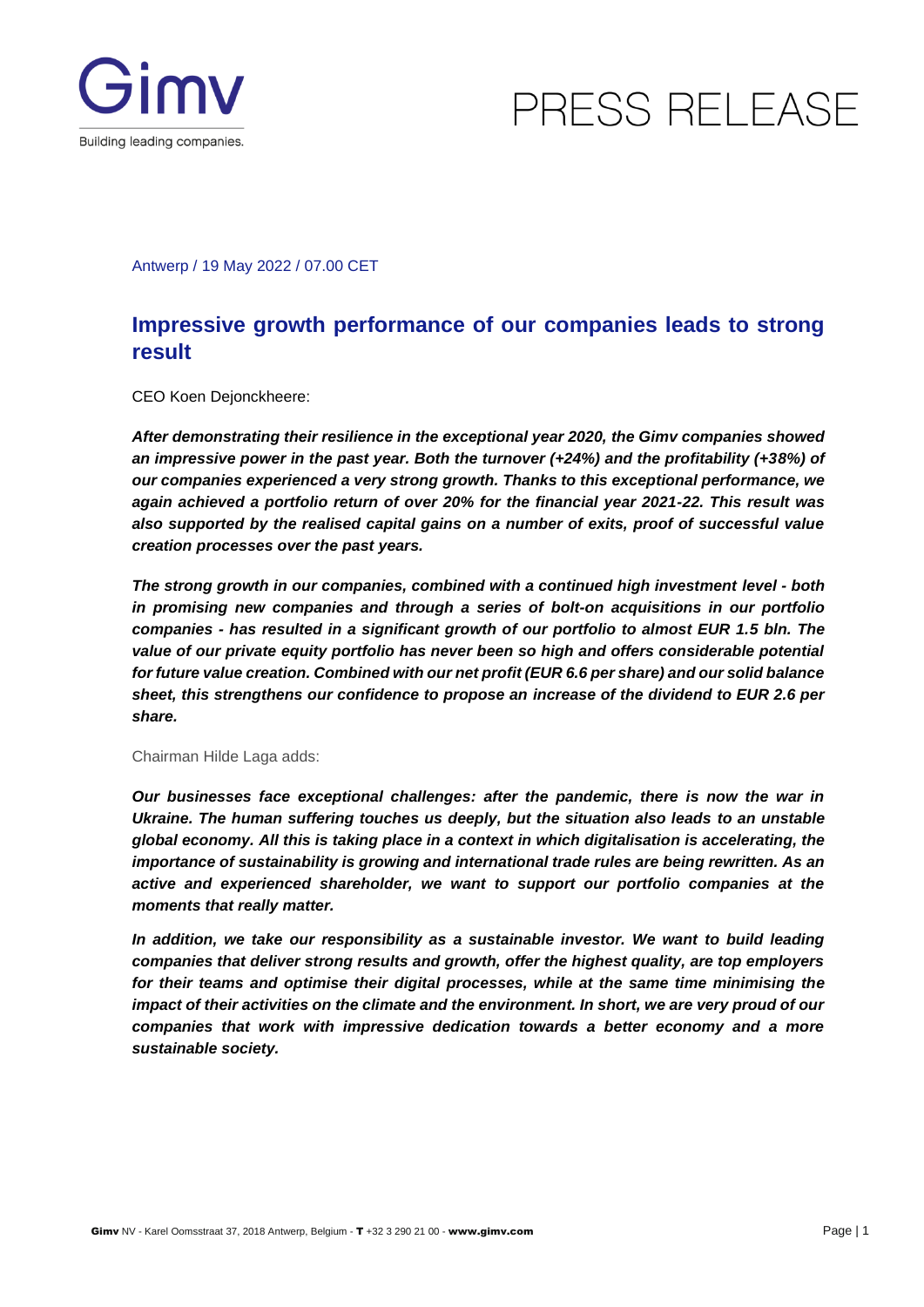PRESS RELEASE

Antwerp / 19 May 2022 / 07.00 CET

# Impressive growth performance of our companies leads to strong result

CEO Koen Dejonckheere:

***After demonstrating their resilience in the exceptional year 2020, the Gimv companies showed an impressive power in the past year. Both the turnover (+24%) and the profitability (+38%) of our companies experienced a very strong growth. Thanks to this exceptional performance, we again achieved a portfolio return of over 20% for the financial year 2021-22. This result was also supported by the realised capital gains on a number of exits, proof of successful value creation processes over the past years.***

***The strong growth in our companies, combined with a continued high investment level - both in promising new companies and through a series of bolt-on acquisitions in our portfolio companies - has resulted in a significant growth of our portfolio to almost EUR 1.5 bln. The value of our private equity portfolio has never been so high and offers considerable potential for future value creation. Combined with our net profit (EUR 6.6 per share) and our solid balance sheet, this strengthens our confidence to propose an increase of the dividend to EUR 2.6 per share.***

Chairman Hilde Laga adds:

***Our businesses face exceptional challenges: after the pandemic, there is now the war in Ukraine. The human suffering touches us deeply, but the situation also leads to an unstable global economy. All this is taking place in a context in which digitalisation is accelerating, the importance of sustainability is growing and international trade rules are being rewritten. As an active and experienced shareholder, we want to support our portfolio companies at the moments that really matter.***

***In addition, we take our responsibility as a sustainable investor. We want to build leading companies that deliver strong results and growth, offer the highest quality, are top employers for their teams and optimise their digital processes, while at the same time minimising the impact of their activities on the climate and the environment. In short, we are very proud of our companies that work with impressive dedication towards a better economy and a more sustainable society.***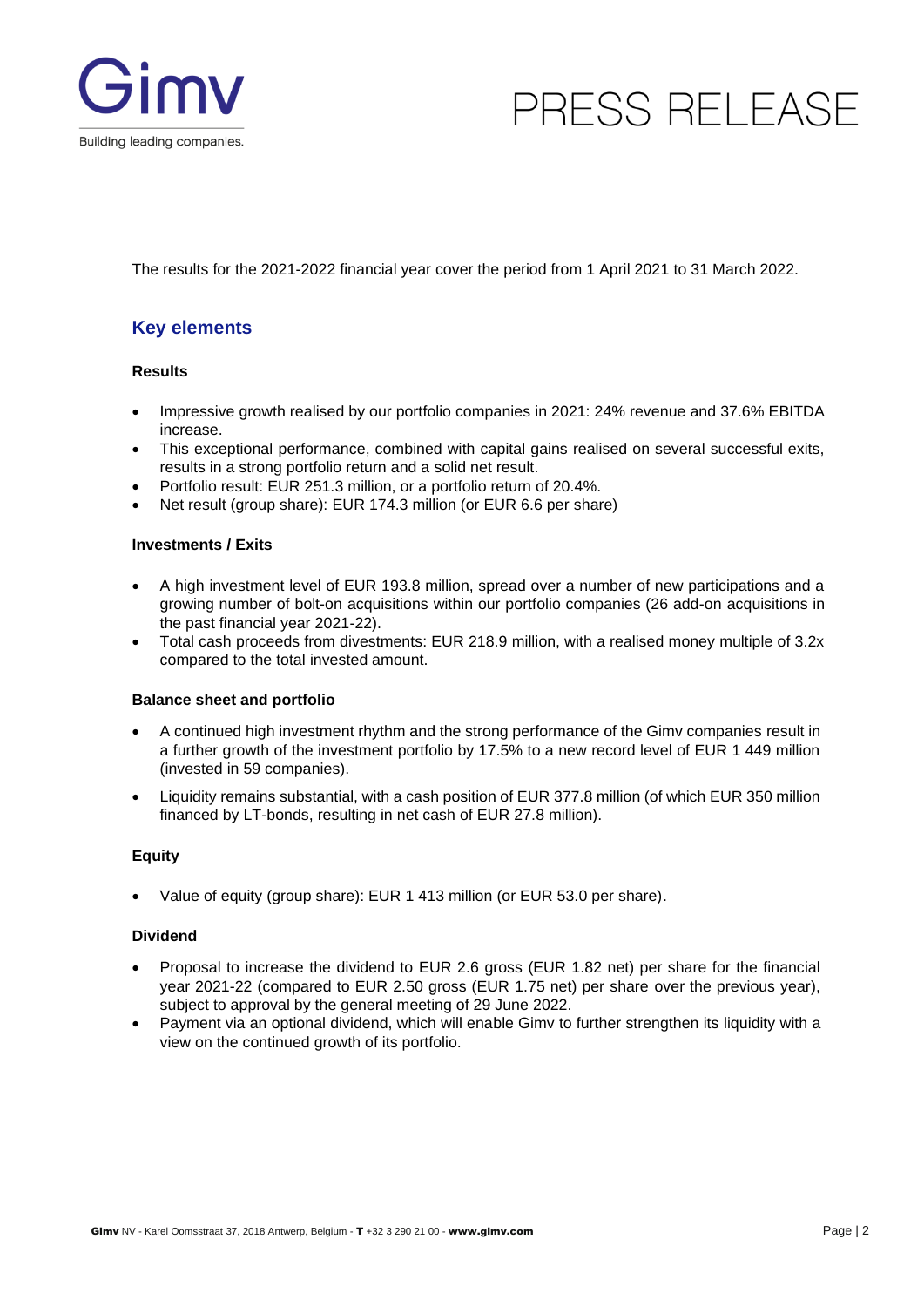The results for the 2021-2022 financial year cover the period from 1 April 2021 to 31 March 2022.

## Key elements

### Results

- Impressive growth realised by our portfolio companies in 2021: 24% revenue and 37.6% EBITDA increase.
- This exceptional performance, combined with capital gains realised on several successful exits, results in a strong portfolio return and a solid net result.
- Portfolio result: EUR 251.3 million, or a portfolio return of 20.4%.
- Net result (group share): EUR 174.3 million (or EUR 6.6 per share)

### Investments / Exits

- A high investment level of EUR 193.8 million, spread over a number of new participations and a growing number of bolt-on acquisitions within our portfolio companies (26 add-on acquisitions in the past financial year 2021-22).
- Total cash proceeds from divestments: EUR 218.9 million, with a realised money multiple of 3.2x compared to the total invested amount.

### Balance sheet and portfolio

- A continued high investment rhythm and the strong performance of the Gimv companies result in a further growth of the investment portfolio by 17.5% to a new record level of EUR 1 449 million (invested in 59 companies).
- Liquidity remains substantial, with a cash position of EUR 377.8 million (of which EUR 350 million financed by LT-bonds, resulting in net cash of EUR 27.8 million).

### Equity

- Value of equity (group share): EUR 1 413 million (or EUR 53.0 per share).

### Dividend

- Proposal to increase the dividend to EUR 2.6 gross (EUR 1.82 net) per share for the financial year 2021-22 (compared to EUR 2.50 gross (EUR 1.75 net) per share over the previous year), subject to approval by the general meeting of 29 June 2022.
- Payment via an optional dividend, which will enable Gimv to further strengthen its liquidity with a view on the continued growth of its portfolio.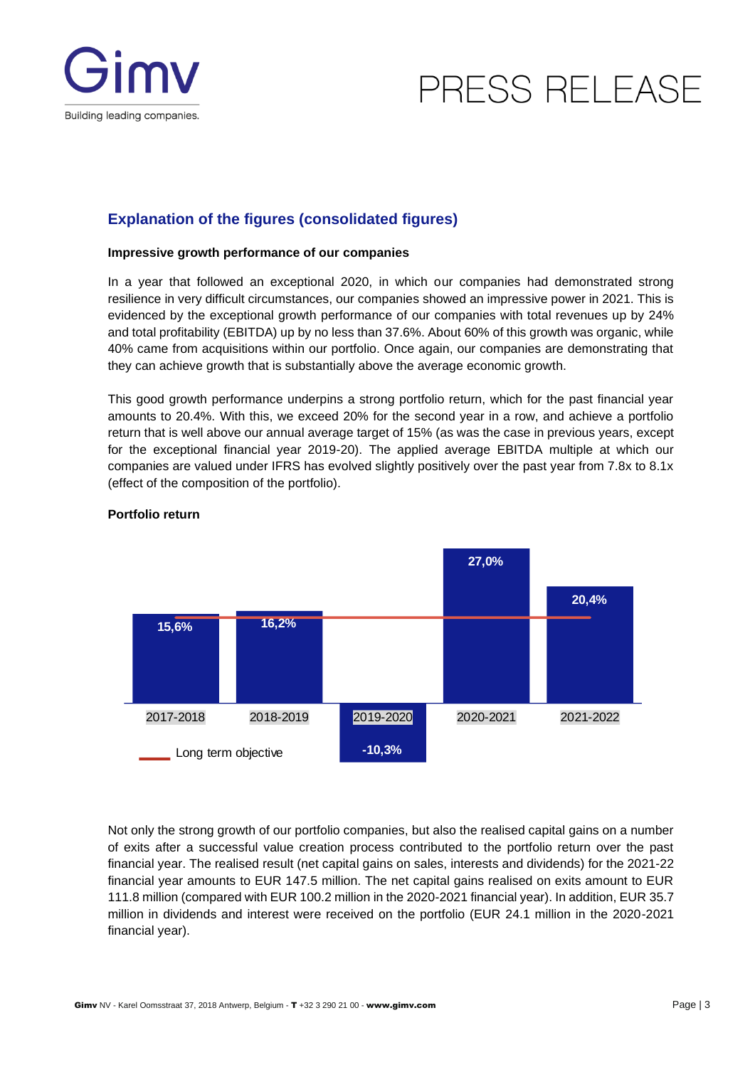## Explanation of the figures (consolidated figures)

**Impressive growth performance of our companies**

In a year that followed an exceptional 2020, in which our companies had demonstrated strong resilience in very difficult circumstances, our companies showed an impressive power in 2021. This is evidenced by the exceptional growth performance of our companies with total revenues up by 24% and total profitability (EBITDA) up by no less than 37.6%. About 60% of this growth was organic, while 40% came from acquisitions within our portfolio. Once again, our companies are demonstrating that they can achieve growth that is substantially above the average economic growth.

This good growth performance underpins a strong portfolio return, which for the past financial year amounts to 20.4%. With this, we exceed 20% for the second year in a row, and achieve a portfolio return that is well above our annual average target of 15% (as was the case in previous years, except for the exceptional financial year 2019-20). The applied average EBITDA multiple at which our companies are valued under IFRS has evolved slightly positively over the past year from 7.8x to 8.1x (effect of the composition of the portfolio).

**Portfolio return**

| Year | Portfolio return |
|---|---|
| 2017-2018 | 15,6% |
| 2018-2019 | 16,2% |
| 2019-2020 | -10,3% |
| 2020-2021 | 27,0% |
| 2021-2022 | 20,4% |

Long term objective

Not only the strong growth of our portfolio companies, but also the realised capital gains on a number of exits after a successful value creation process contributed to the portfolio return over the past financial year. The realised result (net capital gains on sales, interests and dividends) for the 2021-22 financial year amounts to EUR 147.5 million. The net capital gains realised on exits amount to EUR 111.8 million (compared with EUR 100.2 million in the 2020-2021 financial year). In addition, EUR 35.7 million in dividends and interest were received on the portfolio (EUR 24.1 million in the 2020-2021 financial year).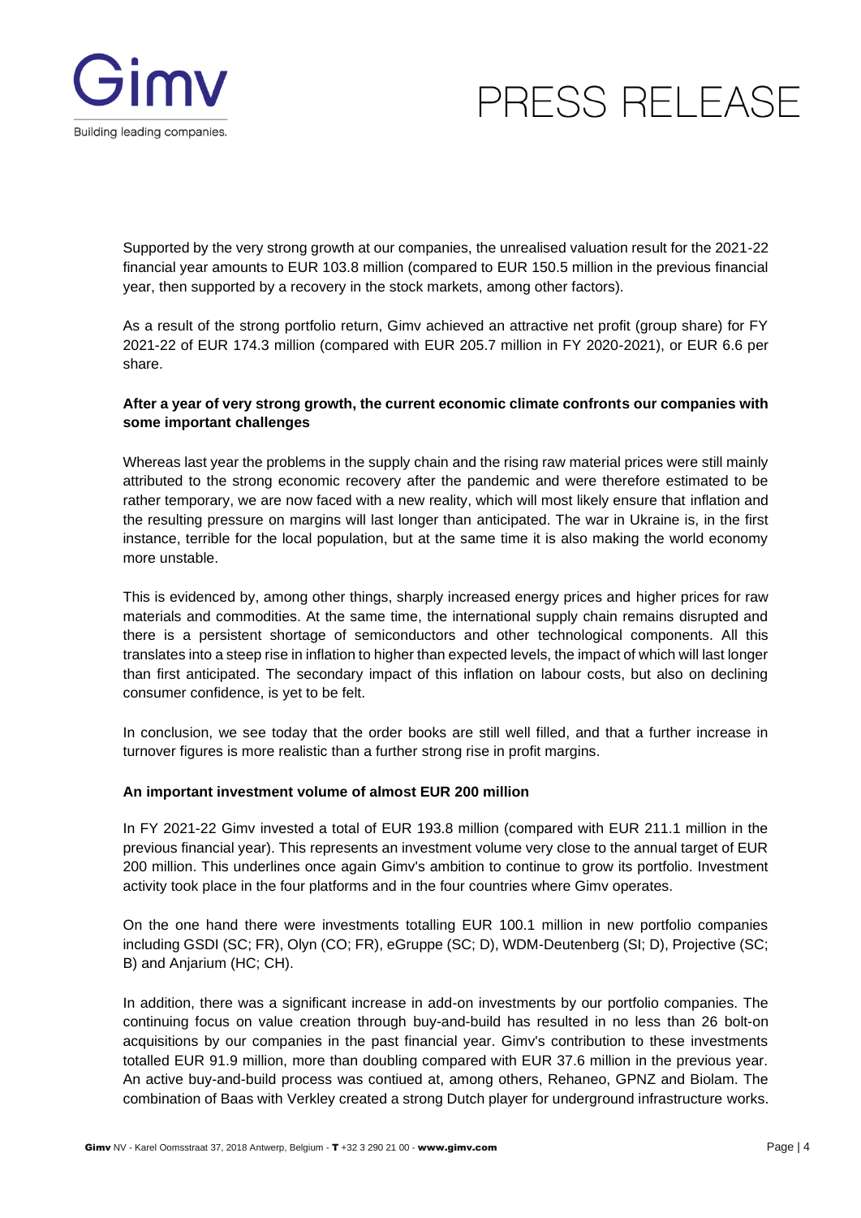Supported by the very strong growth at our companies, the unrealised valuation result for the 2021-22 financial year amounts to EUR 103.8 million (compared to EUR 150.5 million in the previous financial year, then supported by a recovery in the stock markets, among other factors).

As a result of the strong portfolio return, Gimv achieved an attractive net profit (group share) for FY 2021-22 of EUR 174.3 million (compared with EUR 205.7 million in FY 2020-2021), or EUR 6.6 per share.

**After a year of very strong growth, the current economic climate confronts our companies with some important challenges**

Whereas last year the problems in the supply chain and the rising raw material prices were still mainly attributed to the strong economic recovery after the pandemic and were therefore estimated to be rather temporary, we are now faced with a new reality, which will most likely ensure that inflation and the resulting pressure on margins will last longer than anticipated. The war in Ukraine is, in the first instance, terrible for the local population, but at the same time it is also making the world economy more unstable.

This is evidenced by, among other things, sharply increased energy prices and higher prices for raw materials and commodities. At the same time, the international supply chain remains disrupted and there is a persistent shortage of semiconductors and other technological components. All this translates into a steep rise in inflation to higher than expected levels, the impact of which will last longer than first anticipated. The secondary impact of this inflation on labour costs, but also on declining consumer confidence, is yet to be felt.

In conclusion, we see today that the order books are still well filled, and that a further increase in turnover figures is more realistic than a further strong rise in profit margins.

**An important investment volume of almost EUR 200 million**

In FY 2021-22 Gimv invested a total of EUR 193.8 million (compared with EUR 211.1 million in the previous financial year). This represents an investment volume very close to the annual target of EUR 200 million. This underlines once again Gimv's ambition to continue to grow its portfolio. Investment activity took place in the four platforms and in the four countries where Gimv operates.

On the one hand there were investments totalling EUR 100.1 million in new portfolio companies including GSDI (SC; FR), Olyn (CO; FR), eGruppe (SC; D), WDM-Deutenberg (SI; D), Projective (SC; B) and Anjarium (HC; CH).

In addition, there was a significant increase in add-on investments by our portfolio companies. The continuing focus on value creation through buy-and-build has resulted in no less than 26 bolt-on acquisitions by our companies in the past financial year. Gimv's contribution to these investments totalled EUR 91.9 million, more than doubling compared with EUR 37.6 million in the previous year. An active buy-and-build process was contiued at, among others, Rehaneo, GPNZ and Biolam. The combination of Baas with Verkley created a strong Dutch player for underground infrastructure works.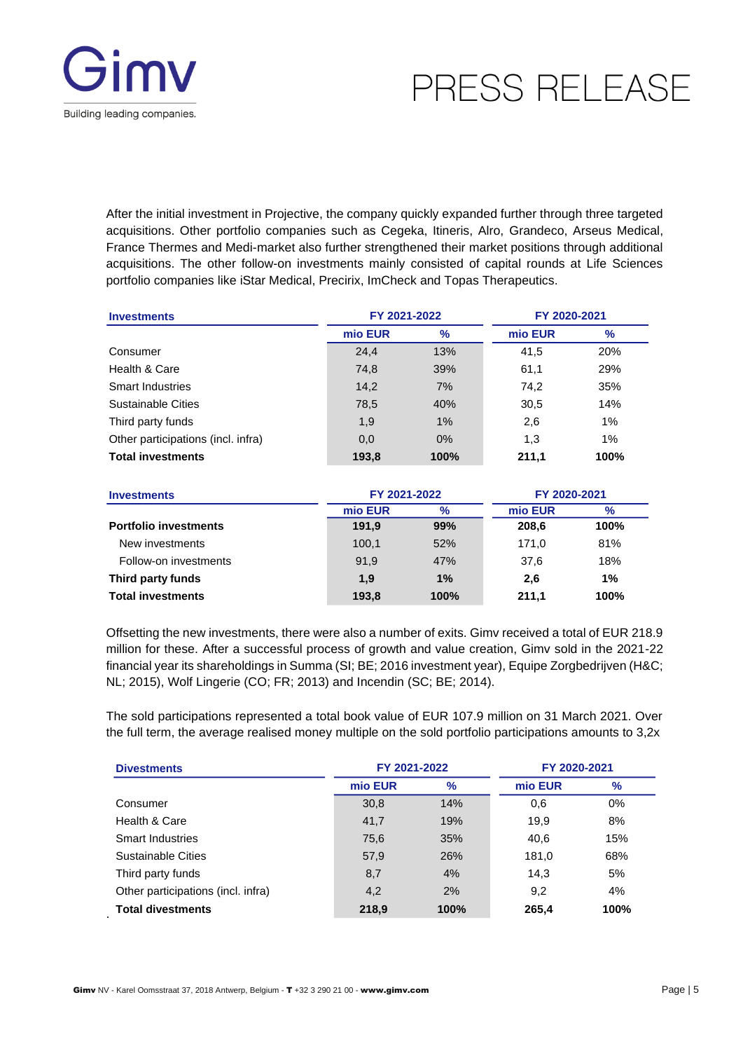After the initial investment in Projective, the company quickly expanded further through three targeted acquisitions. Other portfolio companies such as Cegeka, Itineris, Alro, Grandeco, Arseus Medical, France Thermes and Medi-market also further strengthened their market positions through additional acquisitions. The other follow-on investments mainly consisted of capital rounds at Life Sciences portfolio companies like iStar Medical, Precirix, ImCheck and Topas Therapeutics.

| **Investments** | FY 2021-2022 | | FY 2020-2021 | |
|---|---|---|---|---|
| | **mio EUR** | **%** | **mio EUR** | **%** |
| Consumer | 24,4 | 13% | 41,5 | 20% |
| Health & Care | 74,8 | 39% | 61,1 | 29% |
| Smart Industries | 14,2 | 7% | 74,2 | 35% |
| Sustainable Cities | 78,5 | 40% | 30,5 | 14% |
| Third party funds | 1,9 | 1% | 2,6 | 1% |
| Other participations (incl. infra) | 0,0 | 0% | 1,3 | 1% |
| **Total investments** | **193,8** | **100%** | **211,1** | **100%** |

| **Investments** | FY 2021-2022 | | FY 2020-2021 | |
|---|---|---|---|---|
| | **mio EUR** | **%** | **mio EUR** | **%** |
| **Portfolio investments** | **191,9** | **99%** | **208,6** | **100%** |
| New investments | 100,1 | 52% | 171,0 | 81% |
| Follow-on investments | 91,9 | 47% | 37,6 | 18% |
| **Third party funds** | **1,9** | **1%** | **2,6** | **1%** |
| **Total investments** | **193,8** | **100%** | **211,1** | **100%** |

Offsetting the new investments, there were also a number of exits. Gimv received a total of EUR 218.9 million for these. After a successful process of growth and value creation, Gimv sold in the 2021-22 financial year its shareholdings in Summa (SI; BE; 2016 investment year), Equipe Zorgbedrijven (H&C; NL; 2015), Wolf Lingerie (CO; FR; 2013) and Incendin (SC; BE; 2014).

The sold participations represented a total book value of EUR 107.9 million on 31 March 2021. Over the full term, the average realised money multiple on the sold portfolio participations amounts to 3,2x

| **Divestments** | FY 2021-2022 | | FY 2020-2021 | |
|---|---|---|---|---|
| | **mio EUR** | **%** | **mio EUR** | **%** |
| Consumer | 30,8 | 14% | 0,6 | 0% |
| Health & Care | 41,7 | 19% | 19,9 | 8% |
| Smart Industries | 75,6 | 35% | 40,6 | 15% |
| Sustainable Cities | 57,9 | 26% | 181,0 | 68% |
| Third party funds | 8,7 | 4% | 14,3 | 5% |
| Other participations (incl. infra) | 4,2 | 2% | 9,2 | 4% |
| **Total divestments** | **218,9** | **100%** | **265,4** | **100%** |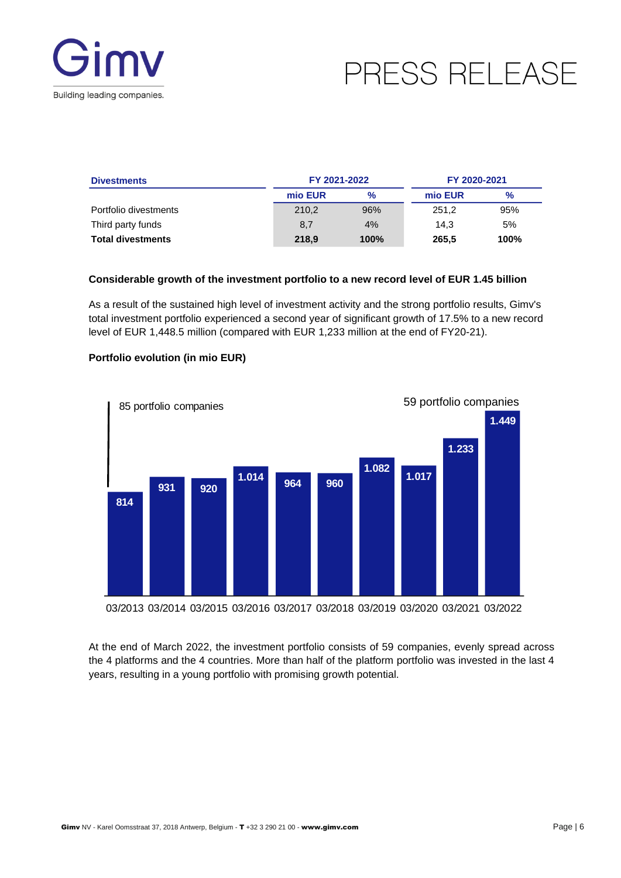| Divestments | FY 2021-2022 | | FY 2020-2021 | |
|---|---|---|---|---|
| | mio EUR | % | mio EUR | % |
| Portfolio divestments | 210,2 | 96% | 251,2 | 95% |
| Third party funds | 8,7 | 4% | 14,3 | 5% |
| **Total divestments** | **218,9** | **100%** | **265,5** | **100%** |

**Considerable growth of the investment portfolio to a new record level of EUR 1.45 billion**

As a result of the sustained high level of investment activity and the strong portfolio results, Gimv's total investment portfolio experienced a second year of significant growth of 17.5% to a new record level of EUR 1,448.5 million (compared with EUR 1,233 million at the end of FY20-21).

**Portfolio evolution (in mio EUR)**

| | 03/2013 | 03/2014 | 03/2015 | 03/2016 | 03/2017 | 03/2018 | 03/2019 | 03/2020 | 03/2021 | 03/2022 |
|---|---|---|---|---|---|---|---|---|---|---|
| Portfolio (mio EUR) | 814 | 931 | 920 | 1.014 | 964 | 960 | 1.082 | 1.017 | 1.233 | 1.449 |

85 portfolio companies (03/2013) – 59 portfolio companies (03/2022)

At the end of March 2022, the investment portfolio consists of 59 companies, evenly spread across the 4 platforms and the 4 countries. More than half of the platform portfolio was invested in the last 4 years, resulting in a young portfolio with promising growth potential.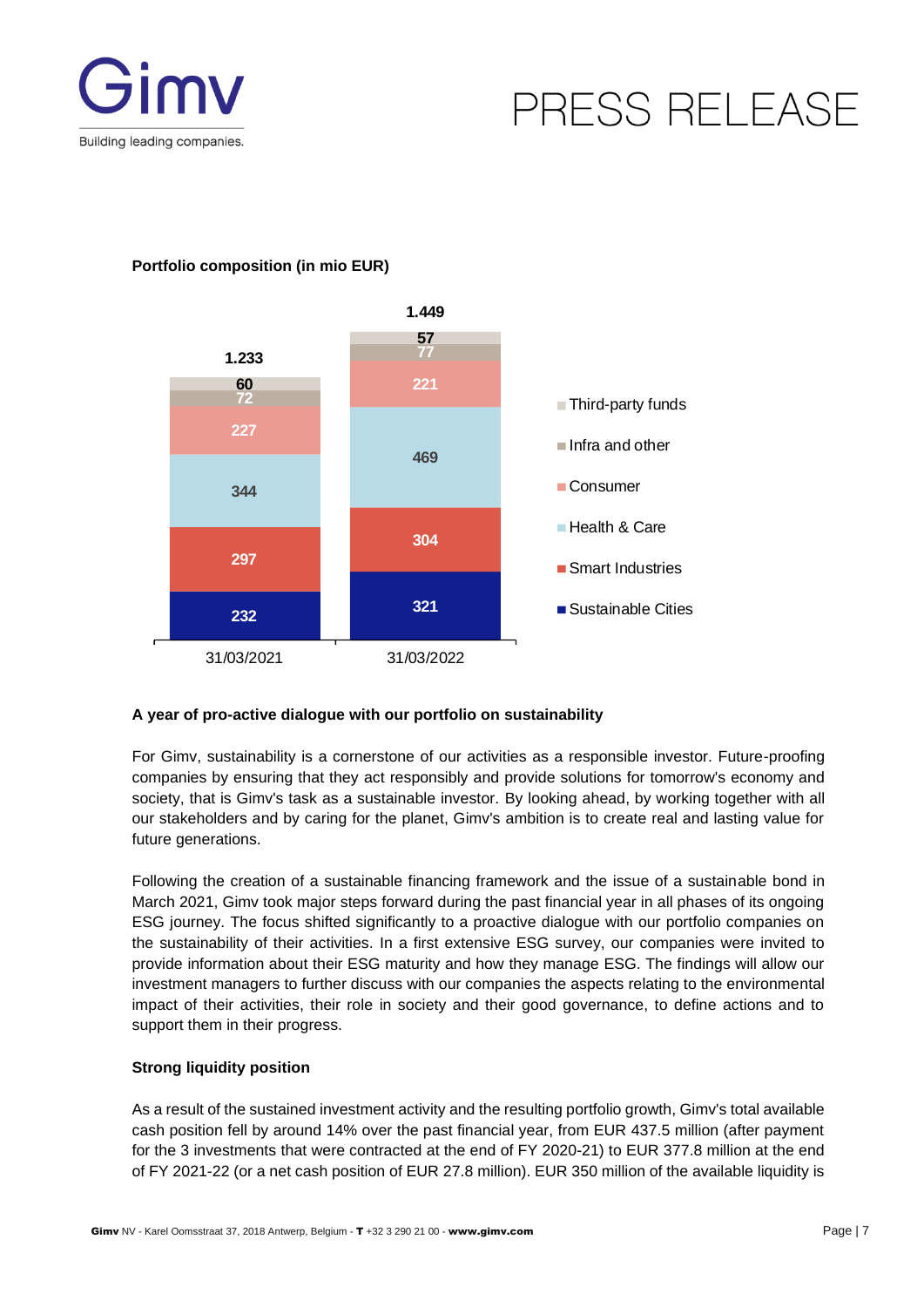**Portfolio composition (in mio EUR)**

| | 31/03/2021 | 31/03/2022 |
|---|---|---|
| Third-party funds | 60 | 57 |
| Infra and other | 72 | 77 |
| Consumer | 227 | 221 |
| Health & Care | 344 | 469 |
| Smart Industries | 297 | 304 |
| Sustainable Cities | 232 | 321 |
| Total | 1.233 | 1.449 |

**A year of pro-active dialogue with our portfolio on sustainability**

For Gimv, sustainability is a cornerstone of our activities as a responsible investor. Future-proofing companies by ensuring that they act responsibly and provide solutions for tomorrow's economy and society, that is Gimv's task as a sustainable investor. By looking ahead, by working together with all our stakeholders and by caring for the planet, Gimv's ambition is to create real and lasting value for future generations.

Following the creation of a sustainable financing framework and the issue of a sustainable bond in March 2021, Gimv took major steps forward during the past financial year in all phases of its ongoing ESG journey. The focus shifted significantly to a proactive dialogue with our portfolio companies on the sustainability of their activities. In a first extensive ESG survey, our companies were invited to provide information about their ESG maturity and how they manage ESG. The findings will allow our investment managers to further discuss with our companies the aspects relating to the environmental impact of their activities, their role in society and their good governance, to define actions and to support them in their progress.

**Strong liquidity position**

As a result of the sustained investment activity and the resulting portfolio growth, Gimv's total available cash position fell by around 14% over the past financial year, from EUR 437.5 million (after payment for the 3 investments that were contracted at the end of FY 2020-21) to EUR 377.8 million at the end of FY 2021-22 (or a net cash position of EUR 27.8 million). EUR 350 million of the available liquidity is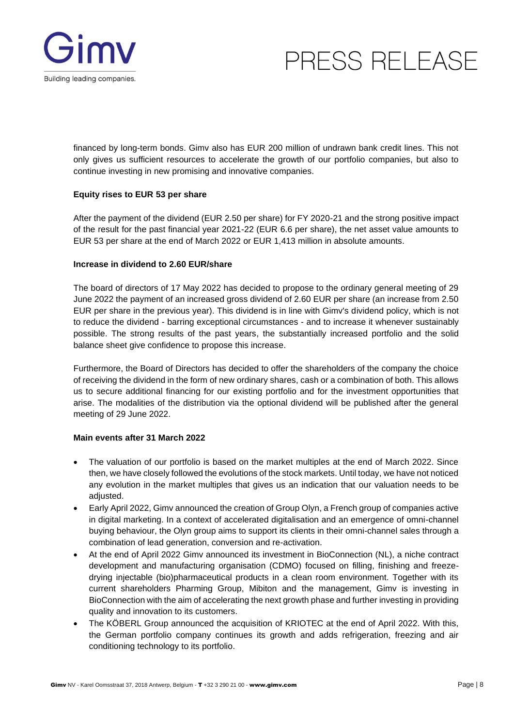financed by long-term bonds. Gimv also has EUR 200 million of undrawn bank credit lines. This not only gives us sufficient resources to accelerate the growth of our portfolio companies, but also to continue investing in new promising and innovative companies.

**Equity rises to EUR 53 per share**

After the payment of the dividend (EUR 2.50 per share) for FY 2020-21 and the strong positive impact of the result for the past financial year 2021-22 (EUR 6.6 per share), the net asset value amounts to EUR 53 per share at the end of March 2022 or EUR 1,413 million in absolute amounts.

**Increase in dividend to 2.60 EUR/share**

The board of directors of 17 May 2022 has decided to propose to the ordinary general meeting of 29 June 2022 the payment of an increased gross dividend of 2.60 EUR per share (an increase from 2.50 EUR per share in the previous year). This dividend is in line with Gimv's dividend policy, which is not to reduce the dividend - barring exceptional circumstances - and to increase it whenever sustainably possible. The strong results of the past years, the substantially increased portfolio and the solid balance sheet give confidence to propose this increase.

Furthermore, the Board of Directors has decided to offer the shareholders of the company the choice of receiving the dividend in the form of new ordinary shares, cash or a combination of both. This allows us to secure additional financing for our existing portfolio and for the investment opportunities that arise. The modalities of the distribution via the optional dividend will be published after the general meeting of 29 June 2022.

**Main events after 31 March 2022**

- The valuation of our portfolio is based on the market multiples at the end of March 2022. Since then, we have closely followed the evolutions of the stock markets. Until today, we have not noticed any evolution in the market multiples that gives us an indication that our valuation needs to be adjusted.
- Early April 2022, Gimv announced the creation of Group Olyn, a French group of companies active in digital marketing. In a context of accelerated digitalisation and an emergence of omni-channel buying behaviour, the Olyn group aims to support its clients in their omni-channel sales through a combination of lead generation, conversion and re-activation.
- At the end of April 2022 Gimv announced its investment in BioConnection (NL), a niche contract development and manufacturing organisation (CDMO) focused on filling, finishing and freeze-drying injectable (bio)pharmaceutical products in a clean room environment. Together with its current shareholders Pharming Group, Mibiton and the management, Gimv is investing in BioConnection with the aim of accelerating the next growth phase and further investing in providing quality and innovation to its customers.
- The KÖBERL Group announced the acquisition of KRIOTEC at the end of April 2022. With this, the German portfolio company continues its growth and adds refrigeration, freezing and air conditioning technology to its portfolio.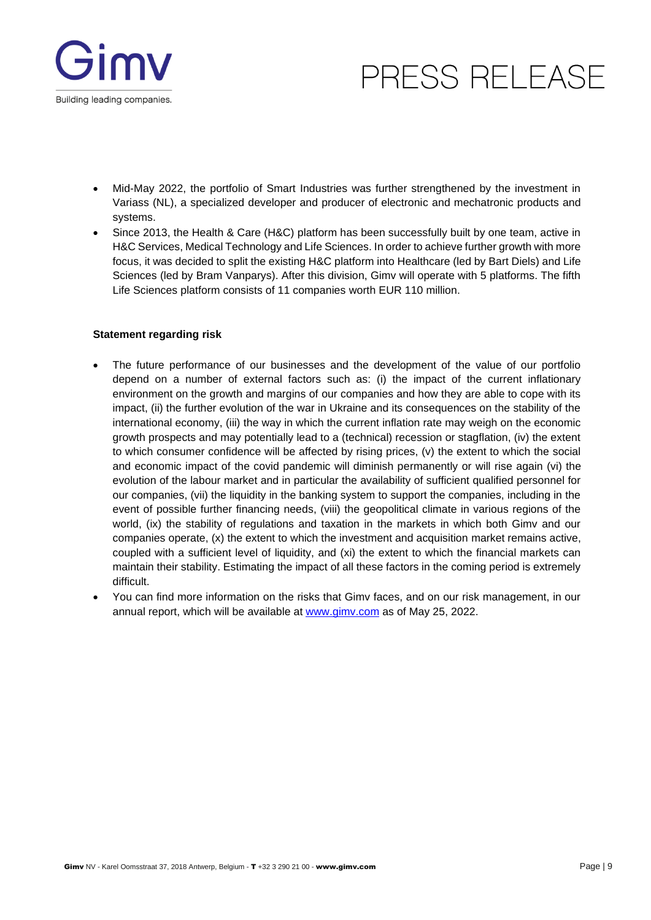- Mid-May 2022, the portfolio of Smart Industries was further strengthened by the investment in Variass (NL), a specialized developer and producer of electronic and mechatronic products and systems.
- Since 2013, the Health & Care (H&C) platform has been successfully built by one team, active in H&C Services, Medical Technology and Life Sciences. In order to achieve further growth with more focus, it was decided to split the existing H&C platform into Healthcare (led by Bart Diels) and Life Sciences (led by Bram Vanparys). After this division, Gimv will operate with 5 platforms. The fifth Life Sciences platform consists of 11 companies worth EUR 110 million.

**Statement regarding risk**

- The future performance of our businesses and the development of the value of our portfolio depend on a number of external factors such as: (i) the impact of the current inflationary environment on the growth and margins of our companies and how they are able to cope with its impact, (ii) the further evolution of the war in Ukraine and its consequences on the stability of the international economy, (iii) the way in which the current inflation rate may weigh on the economic growth prospects and may potentially lead to a (technical) recession or stagflation, (iv) the extent to which consumer confidence will be affected by rising prices, (v) the extent to which the social and economic impact of the covid pandemic will diminish permanently or will rise again (vi) the evolution of the labour market and in particular the availability of sufficient qualified personnel for our companies, (vii) the liquidity in the banking system to support the companies, including in the event of possible further financing needs, (viii) the geopolitical climate in various regions of the world, (ix) the stability of regulations and taxation in the markets in which both Gimv and our companies operate, (x) the extent to which the investment and acquisition market remains active, coupled with a sufficient level of liquidity, and (xi) the extent to which the financial markets can maintain their stability. Estimating the impact of all these factors in the coming period is extremely difficult.
- You can find more information on the risks that Gimv faces, and on our risk management, in our annual report, which will be available at www.gimv.com as of May 25, 2022.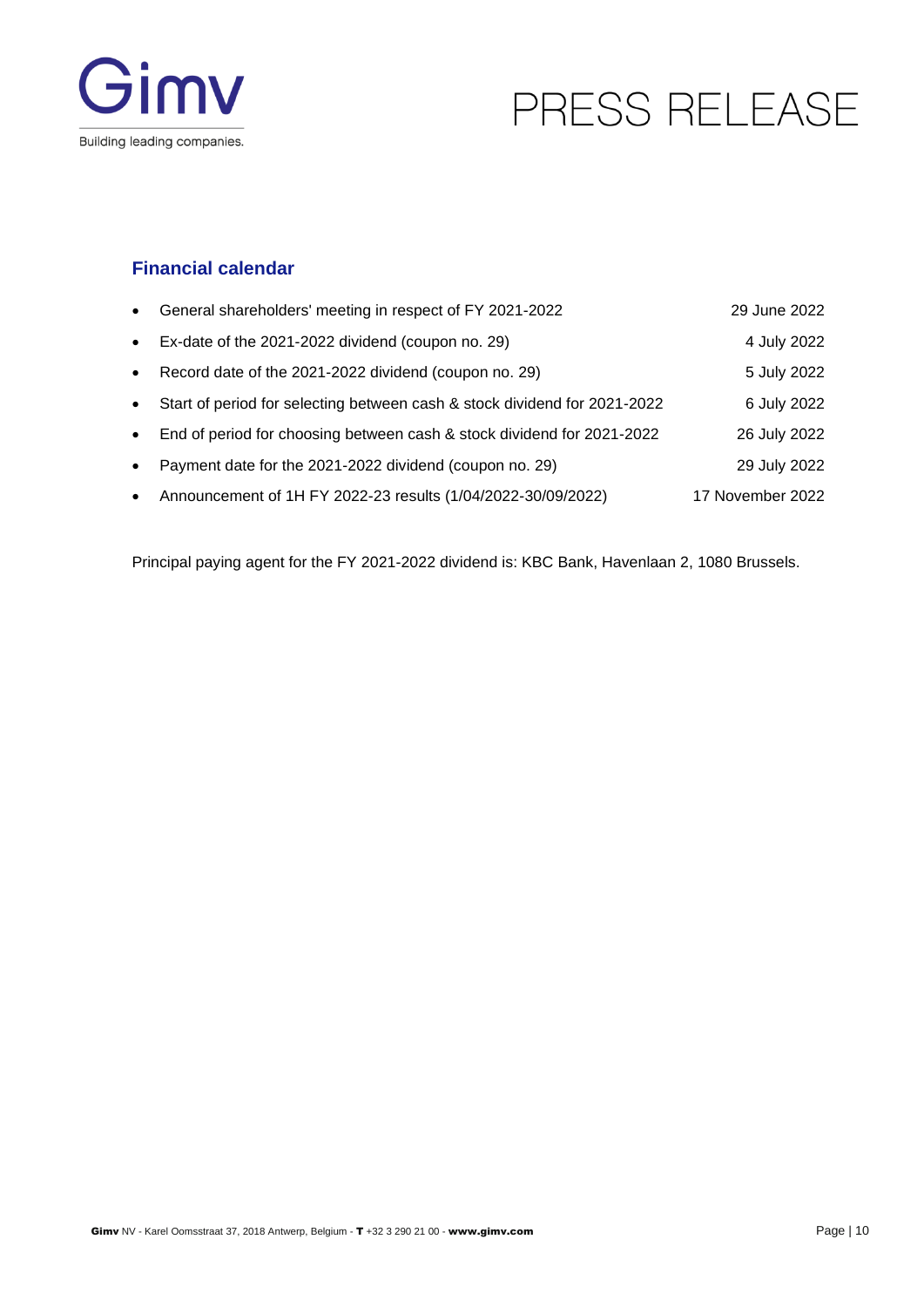## Financial calendar

| | |
|---|---|
| General shareholders' meeting in respect of FY 2021-2022 | 29 June 2022 |
| Ex-date of the 2021-2022 dividend (coupon no. 29) | 4 July 2022 |
| Record date of the 2021-2022 dividend (coupon no. 29) | 5 July 2022 |
| Start of period for selecting between cash & stock dividend for 2021-2022 | 6 July 2022 |
| End of period for choosing between cash & stock dividend for 2021-2022 | 26 July 2022 |
| Payment date for the 2021-2022 dividend (coupon no. 29) | 29 July 2022 |
| Announcement of 1H FY 2022-23 results (1/04/2022-30/09/2022) | 17 November 2022 |

Principal paying agent for the FY 2021-2022 dividend is: KBC Bank, Havenlaan 2, 1080 Brussels.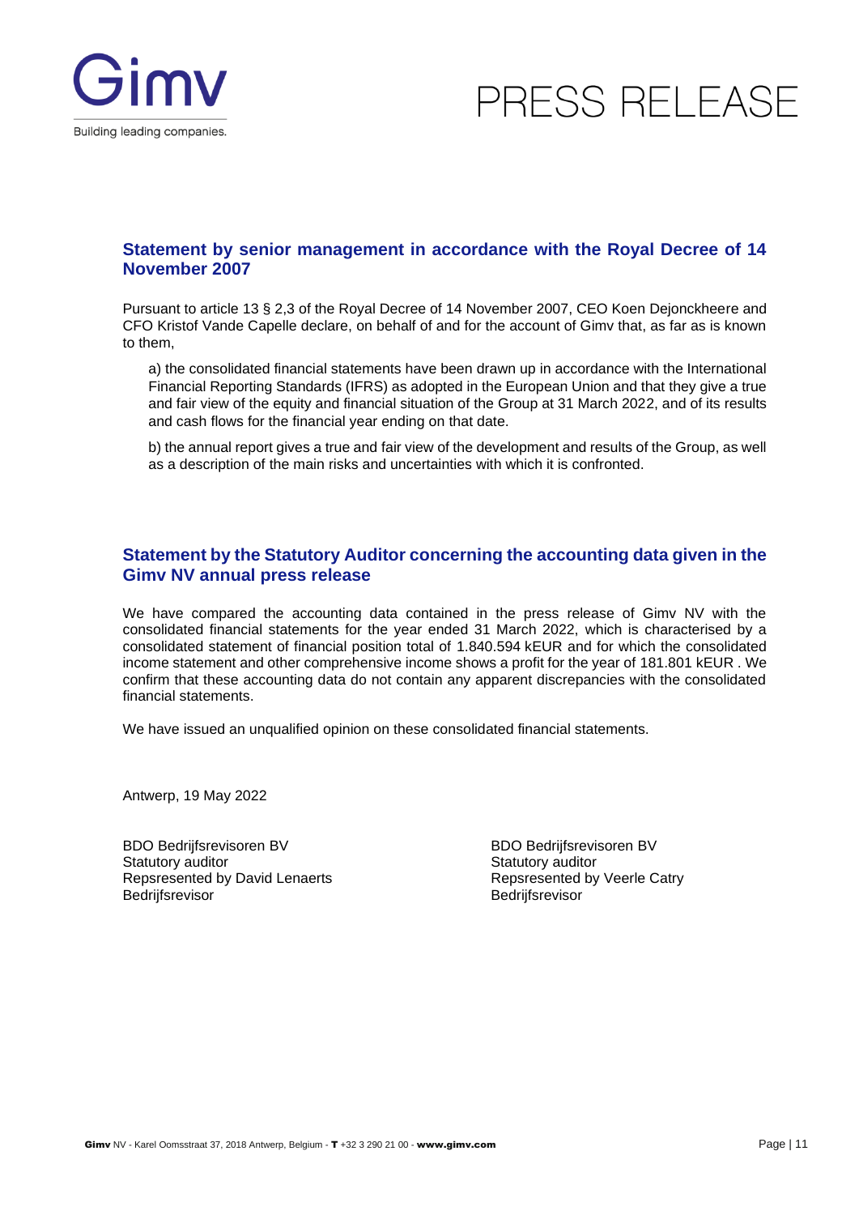## Statement by senior management in accordance with the Royal Decree of 14 November 2007

Pursuant to article 13 § 2,3 of the Royal Decree of 14 November 2007, CEO Koen Dejonckheere and CFO Kristof Vande Capelle declare, on behalf of and for the account of Gimv that, as far as is known to them,

a) the consolidated financial statements have been drawn up in accordance with the International Financial Reporting Standards (IFRS) as adopted in the European Union and that they give a true and fair view of the equity and financial situation of the Group at 31 March 2022, and of its results and cash flows for the financial year ending on that date.

b) the annual report gives a true and fair view of the development and results of the Group, as well as a description of the main risks and uncertainties with which it is confronted.

## Statement by the Statutory Auditor concerning the accounting data given in the Gimv NV annual press release

We have compared the accounting data contained in the press release of Gimv NV with the consolidated financial statements for the year ended 31 March 2022, which is characterised by a consolidated statement of financial position total of 1.840.594 kEUR and for which the consolidated income statement and other comprehensive income shows a profit for the year of 181.801 kEUR . We confirm that these accounting data do not contain any apparent discrepancies with the consolidated financial statements.

We have issued an unqualified opinion on these consolidated financial statements.

Antwerp, 19 May 2022

BDO Bedrijfsrevisoren BV
Statutory auditor
Repsresented by David Lenaerts
Bedrijfsrevisor

BDO Bedrijfsrevisoren BV
Statutory auditor
Repsresented by Veerle Catry
Bedrijfsrevisor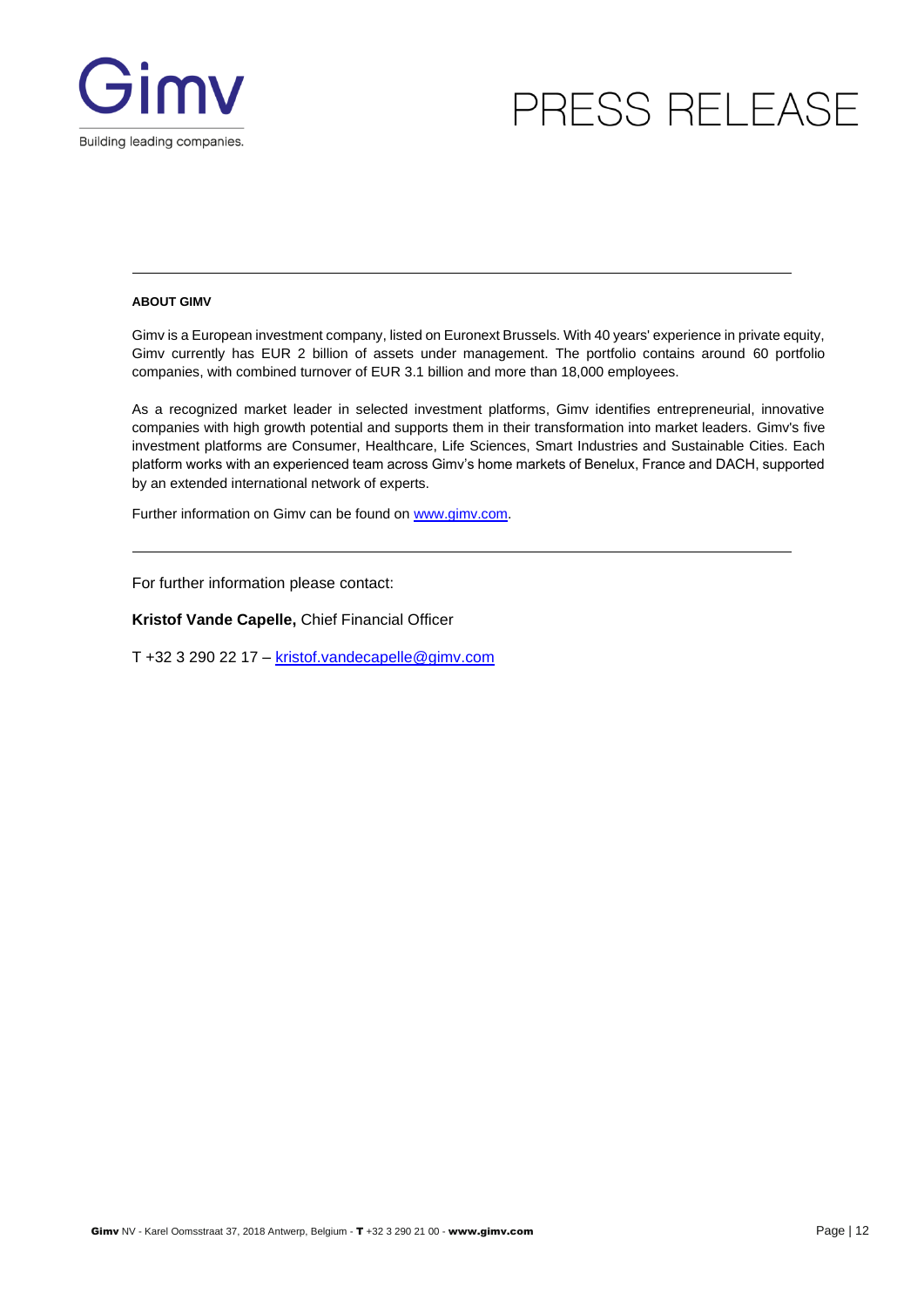#### ABOUT GIMV

Gimv is a European investment company, listed on Euronext Brussels. With 40 years' experience in private equity, Gimv currently has EUR 2 billion of assets under management. The portfolio contains around 60 portfolio companies, with combined turnover of EUR 3.1 billion and more than 18,000 employees.

As a recognized market leader in selected investment platforms, Gimv identifies entrepreneurial, innovative companies with high growth potential and supports them in their transformation into market leaders. Gimv's five investment platforms are Consumer, Healthcare, Life Sciences, Smart Industries and Sustainable Cities. Each platform works with an experienced team across Gimv's home markets of Benelux, France and DACH, supported by an extended international network of experts.

Further information on Gimv can be found on www.gimv.com.

---

For further information please contact:

**Kristof Vande Capelle,** Chief Financial Officer

T +32 3 290 22 17 – kristof.vandecapelle@gimv.com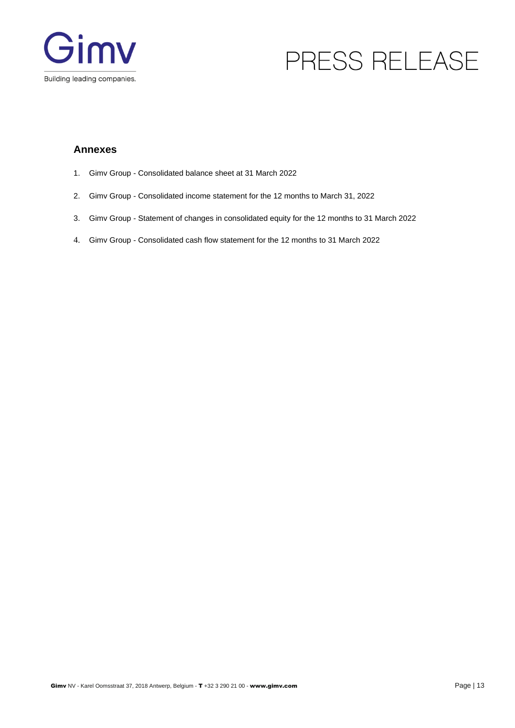## Annexes

1. Gimv Group - Consolidated balance sheet at 31 March 2022
2. Gimv Group - Consolidated income statement for the 12 months to March 31, 2022
3. Gimv Group - Statement of changes in consolidated equity for the 12 months to 31 March 2022
4. Gimv Group - Consolidated cash flow statement for the 12 months to 31 March 2022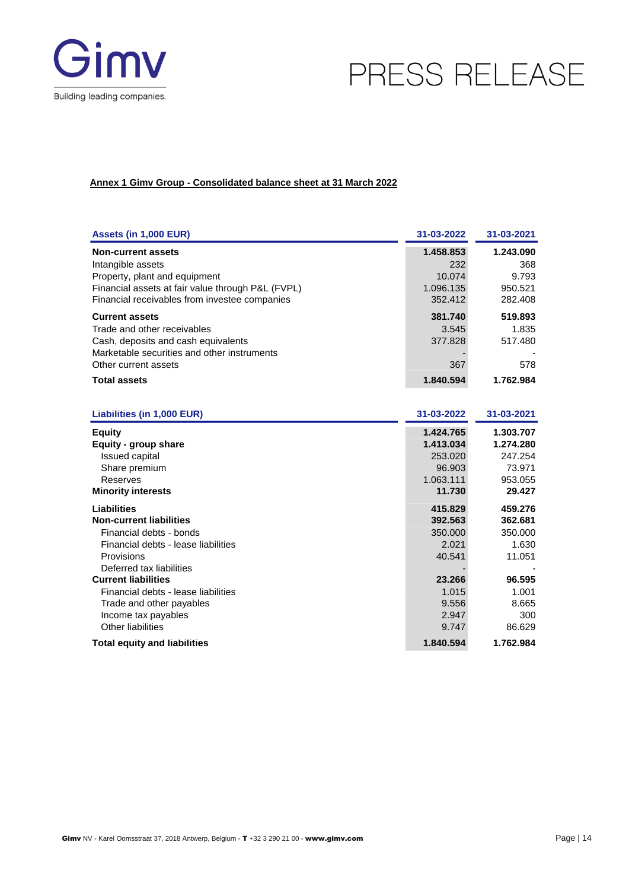PRESS RELEASE

**Annex 1 Gimv Group - Consolidated balance sheet at 31 March 2022**

| Assets (in 1,000 EUR) | 31-03-2022 | 31-03-2021 |
|---|---|---|
| **Non-current assets** | **1.458.853** | **1.243.090** |
| Intangible assets | 232 | 368 |
| Property, plant and equipment | 10.074 | 9.793 |
| Financial assets at fair value through P&L (FVPL) | 1.096.135 | 950.521 |
| Financial receivables from investee companies | 352.412 | 282.408 |
| **Current assets** | **381.740** | **519.893** |
| Trade and other receivables | 3.545 | 1.835 |
| Cash, deposits and cash equivalents | 377.828 | 517.480 |
| Marketable securities and other instruments | - | - |
| Other current assets | 367 | 578 |
| **Total assets** | **1.840.594** | **1.762.984** |

| Liabilities (in 1,000 EUR) | 31-03-2022 | 31-03-2021 |
|---|---|---|
| **Equity** | **1.424.765** | **1.303.707** |
| **Equity - group share** | **1.413.034** | **1.274.280** |
| Issued capital | 253.020 | 247.254 |
| Share premium | 96.903 | 73.971 |
| Reserves | 1.063.111 | 953.055 |
| **Minority interests** | **11.730** | **29.427** |
| **Liabilities** | **415.829** | **459.276** |
| **Non-current liabilities** | **392.563** | **362.681** |
| Financial debts - bonds | 350.000 | 350.000 |
| Financial debts - lease liabilities | 2.021 | 1.630 |
| Provisions | 40.541 | 11.051 |
| Deferred tax liabilities | - | - |
| **Current liabilities** | **23.266** | **96.595** |
| Financial debts - lease liabilities | 1.015 | 1.001 |
| Trade and other payables | 9.556 | 8.665 |
| Income tax payables | 2.947 | 300 |
| Other liabilities | 9.747 | 86.629 |
| **Total equity and liabilities** | **1.840.594** | **1.762.984** |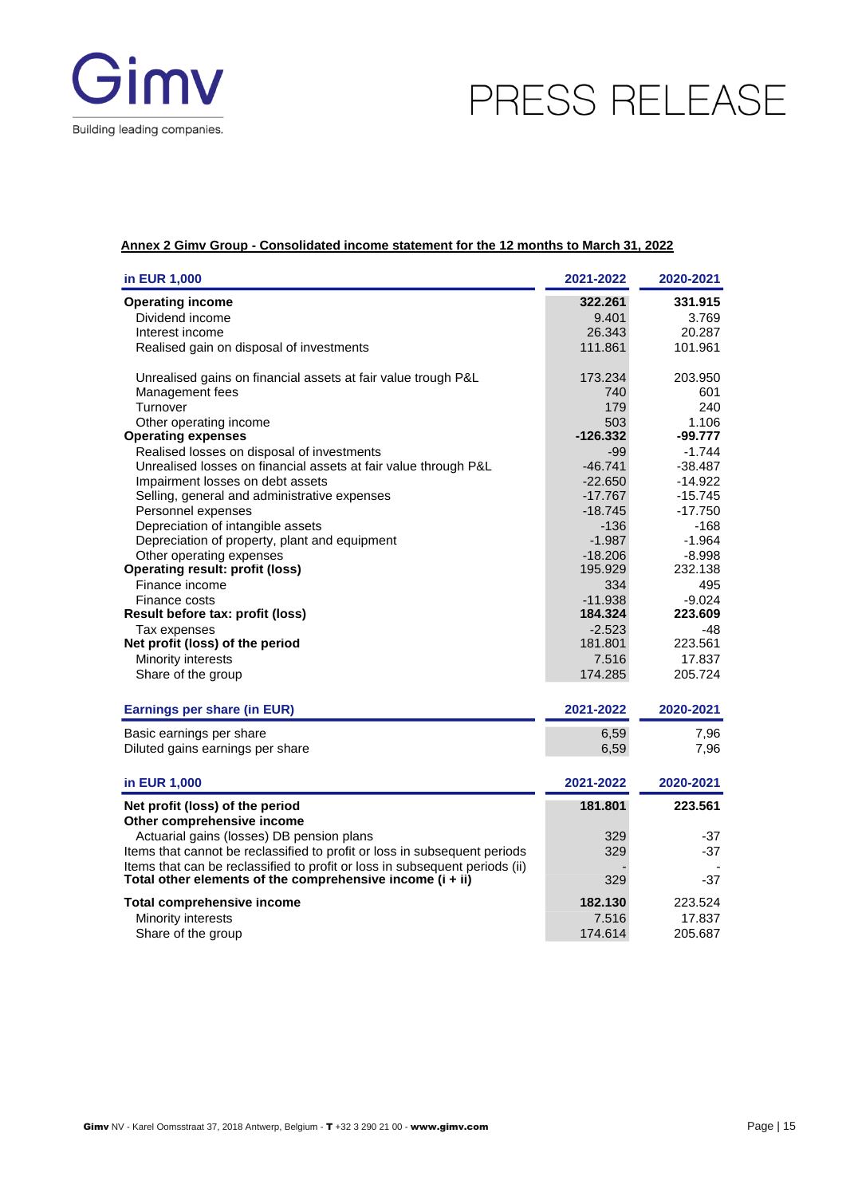**Annex 2 Gimv Group - Consolidated income statement for the 12 months to March 31, 2022**

| in EUR 1,000 | 2021-2022 | 2020-2021 |
|---|---|---|
| **Operating income** | **322.261** | **331.915** |
| Dividend income | 9.401 | 3.769 |
| Interest income | 26.343 | 20.287 |
| Realised gain on disposal of investments | 111.861 | 101.961 |
| Unrealised gains on financial assets at fair value trough P&L | 173.234 | 203.950 |
| Management fees | 740 | 601 |
| Turnover | 179 | 240 |
| Other operating income | 503 | 1.106 |
| **Operating expenses** | **-126.332** | **-99.777** |
| Realised losses on disposal of investments | -99 | -1.744 |
| Unrealised losses on financial assets at fair value through P&L | -46.741 | -38.487 |
| Impairment losses on debt assets | -22.650 | -14.922 |
| Selling, general and administrative expenses | -17.767 | -15.745 |
| Personnel expenses | -18.745 | -17.750 |
| Depreciation of intangible assets | -136 | -168 |
| Depreciation of property, plant and equipment | -1.987 | -1.964 |
| Other operating expenses | -18.206 | -8.998 |
| **Operating result: profit (loss)** | 195.929 | 232.138 |
| Finance income | 334 | 495 |
| Finance costs | -11.938 | -9.024 |
| **Result before tax: profit (loss)** | **184.324** | **223.609** |
| Tax expenses | -2.523 | -48 |
| **Net profit (loss) of the period** | 181.801 | 223.561 |
| Minority interests | 7.516 | 17.837 |
| Share of the group | 174.285 | 205.724 |

| Earnings per share (in EUR) | 2021-2022 | 2020-2021 |
|---|---|---|
| Basic earnings per share | 6,59 | 7,96 |
| Diluted gains earnings per share | 6,59 | 7,96 |

| in EUR 1,000 | 2021-2022 | 2020-2021 |
|---|---|---|
| **Net profit (loss) of the period** | **181.801** | **223.561** |
| **Other comprehensive income** | | |
| Actuarial gains (losses) DB pension plans | 329 | -37 |
| Items that cannot be reclassified to profit or loss in subsequent periods | 329 | -37 |
| Items that can be reclassified to profit or loss in subsequent periods (ii) | - | - |
| **Total other elements of the comprehensive income (i + ii)** | 329 | -37 |
| **Total comprehensive income** | **182.130** | 223.524 |
| Minority interests | 7.516 | 17.837 |
| Share of the group | 174.614 | 205.687 |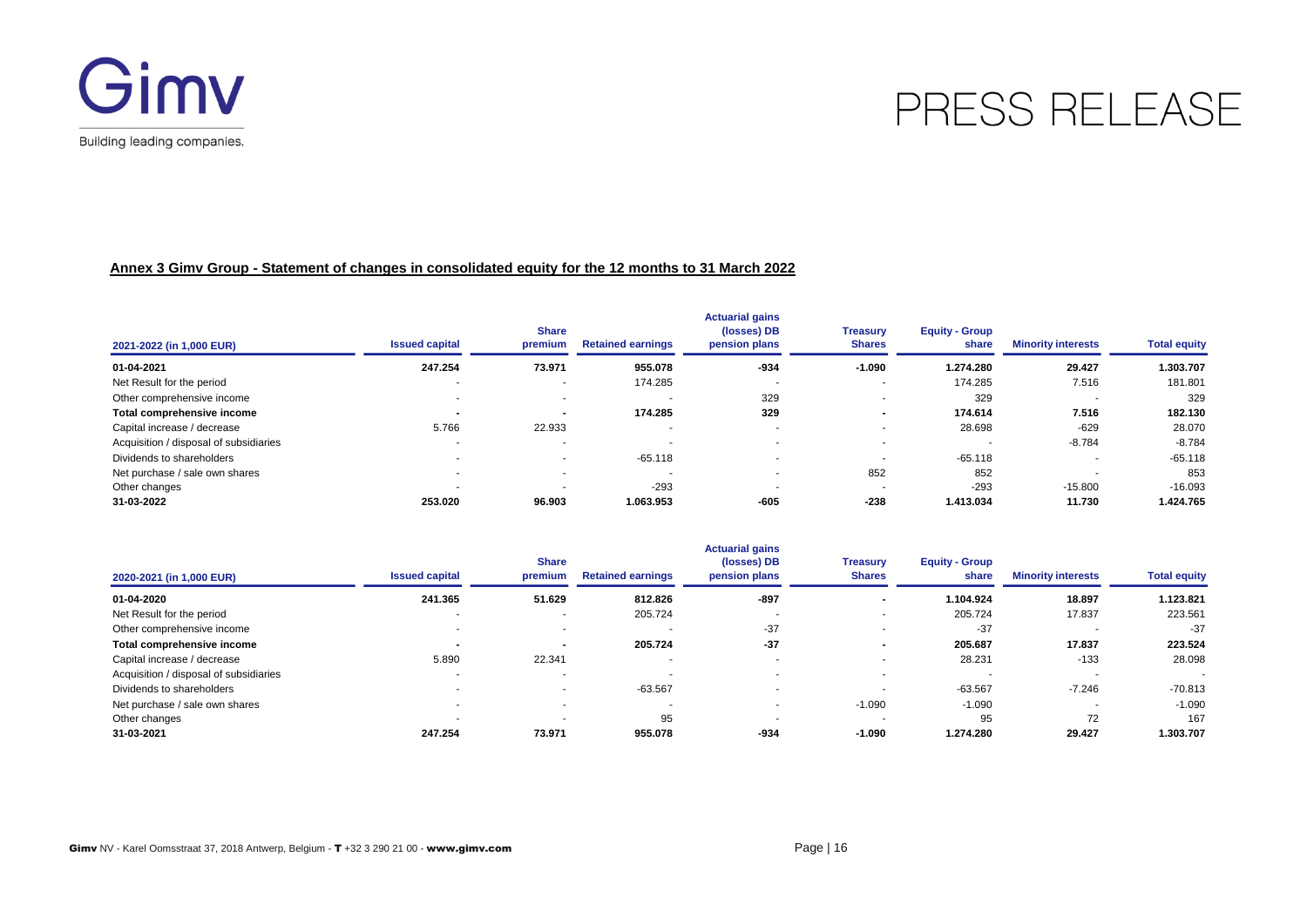**Annex 3 Gimv Group - Statement of changes in consolidated equity for the 12 months to 31 March 2022**

| 2021-2022 (in 1,000 EUR) | Issued capital | Share premium | Retained earnings | Actuarial gains (losses) DB pension plans | Treasury Shares | Equity - Group share | Minority interests | Total equity |
|---|---|---|---|---|---|---|---|---|
| **01-04-2021** | **247.254** | **73.971** | **955.078** | **-934** | **-1.090** | **1.274.280** | **29.427** | **1.303.707** |
| Net Result for the period | - | - | 174.285 | - | - | 174.285 | 7.516 | 181.801 |
| Other comprehensive income | - | - | - | 329 | - | 329 | - | 329 |
| **Total comprehensive income** | **-** | **-** | **174.285** | **329** | **-** | **174.614** | **7.516** | **182.130** |
| Capital increase / decrease | 5.766 | 22.933 | - | - | - | 28.698 | -629 | 28.070 |
| Acquisition / disposal of subsidiaries | - | - | - | - | - | - | -8.784 | -8.784 |
| Dividends to shareholders | - | - | -65.118 | - | - | -65.118 | - | -65.118 |
| Net purchase / sale own shares | - | - | - | - | 852 | 852 | - | 853 |
| Other changes | - | - | -293 | - | - | -293 | -15.800 | -16.093 |
| **31-03-2022** | **253.020** | **96.903** | **1.063.953** | **-605** | **-238** | **1.413.034** | **11.730** | **1.424.765** |

| 2020-2021 (in 1,000 EUR) | Issued capital | Share premium | Retained earnings | Actuarial gains (losses) DB pension plans | Treasury Shares | Equity - Group share | Minority interests | Total equity |
|---|---|---|---|---|---|---|---|---|
| **01-04-2020** | **241.365** | **51.629** | **812.826** | **-897** | **-** | **1.104.924** | **18.897** | **1.123.821** |
| Net Result for the period | - | - | 205.724 | - | - | 205.724 | 17.837 | 223.561 |
| Other comprehensive income | - | - | - | -37 | - | -37 | - | -37 |
| **Total comprehensive income** | **-** | **-** | **205.724** | **-37** | **-** | **205.687** | **17.837** | **223.524** |
| Capital increase / decrease | 5.890 | 22.341 | - | - | - | 28.231 | -133 | 28.098 |
| Acquisition / disposal of subsidiaries | - | - | - | - | - | - | - | - |
| Dividends to shareholders | - | - | -63.567 | - | - | -63.567 | -7.246 | -70.813 |
| Net purchase / sale own shares | - | - | - | - | -1.090 | -1.090 | - | -1.090 |
| Other changes | - | - | 95 | - | - | 95 | 72 | 167 |
| **31-03-2021** | **247.254** | **73.971** | **955.078** | **-934** | **-1.090** | **1.274.280** | **29.427** | **1.303.707** |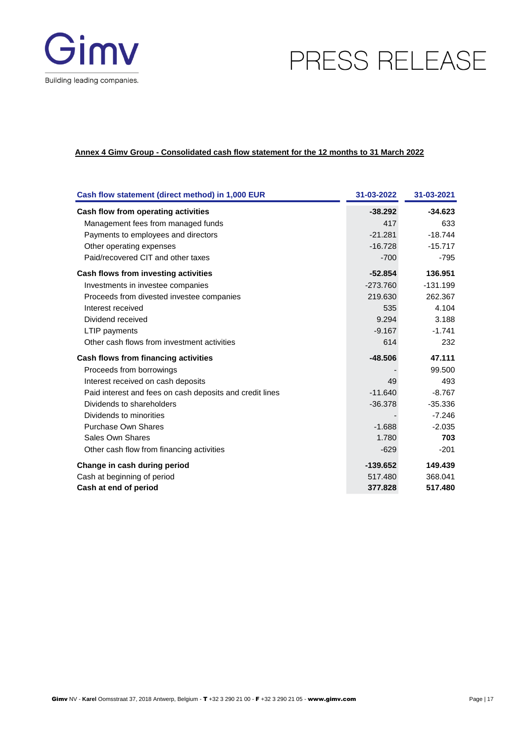**Annex 4 Gimv Group - Consolidated cash flow statement for the 12 months to 31 March 2022**

| Cash flow statement (direct method) in 1,000 EUR | 31-03-2022 | 31-03-2021 |
|---|---|---|
| **Cash flow from operating activities** | **-38.292** | **-34.623** |
| Management fees from managed funds | 417 | 633 |
| Payments to employees and directors | -21.281 | -18.744 |
| Other operating expenses | -16.728 | -15.717 |
| Paid/recovered CIT and other taxes | -700 | -795 |
| **Cash flows from investing activities** | **-52.854** | **136.951** |
| Investments in investee companies | -273.760 | -131.199 |
| Proceeds from divested investee companies | 219.630 | 262.367 |
| Interest received | 535 | 4.104 |
| Dividend received | 9.294 | 3.188 |
| LTIP payments | -9.167 | -1.741 |
| Other cash flows from investment activities | 614 | 232 |
| **Cash flows from financing activities** | **-48.506** | **47.111** |
| Proceeds from borrowings | - | 99.500 |
| Interest received on cash deposits | 49 | 493 |
| Paid interest and fees on cash deposits and credit lines | -11.640 | -8.767 |
| Dividends to shareholders | -36.378 | -35.336 |
| Dividends to minorities | - | -7.246 |
| Purchase Own Shares | -1.688 | -2.035 |
| Sales Own Shares | 1.780 | **703** |
| Other cash flow from financing activities | -629 | -201 |
| **Change in cash during period** | **-139.652** | **149.439** |
| Cash at beginning of period | 517.480 | 368.041 |
| **Cash at end of period** | **377.828** | **517.480** |